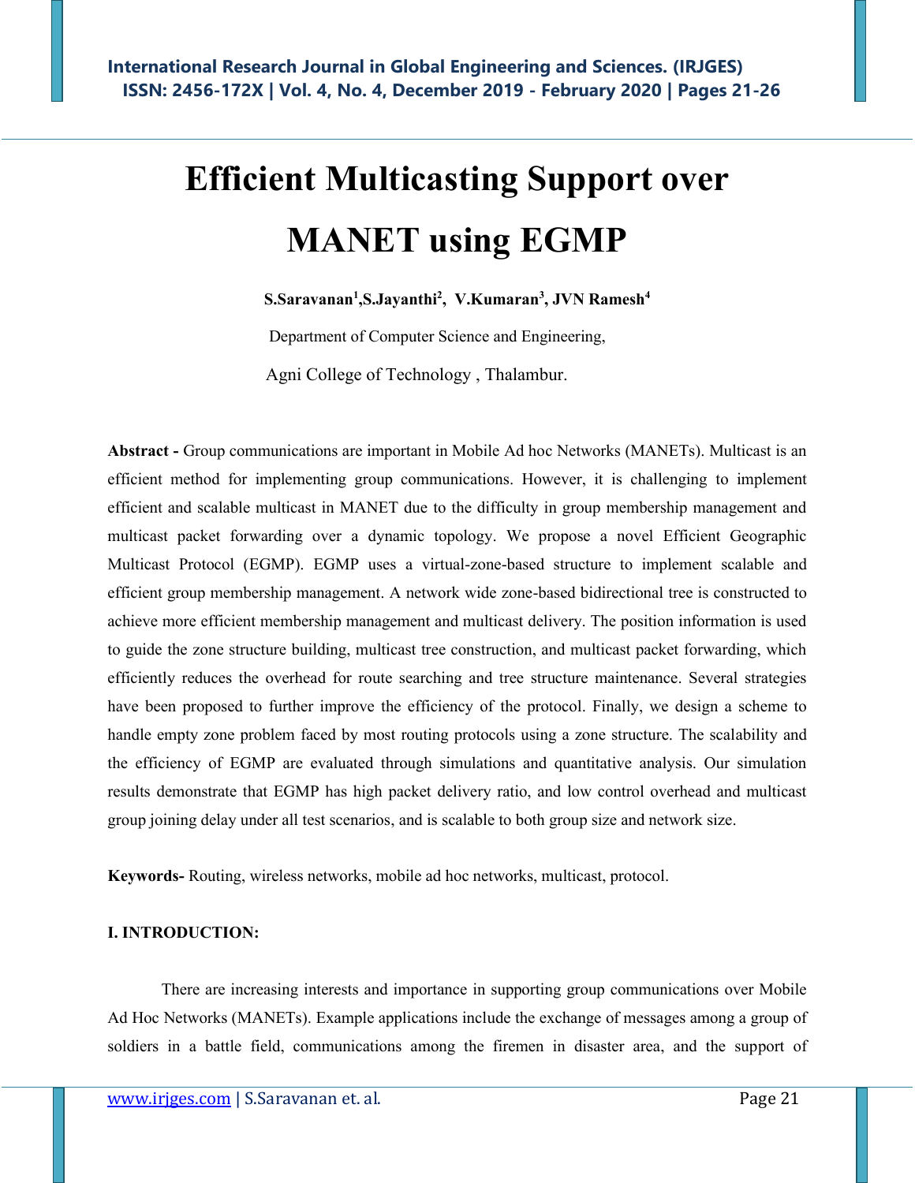# Efficient Multicasting Support over MANET using EGMP

**S.Saravanan[1],S.Jayanthi[2], V.Kumaran[3], JVN Ramesh[4]**

Department of Computer Science and Engineering,

Agni College of Technology , Thalambur.

**Abstract -** Group communications are important in Mobile Ad hoc Networks (MANETs). Multicast is an efficient method for implementing group communications. However, it is challenging to implement efficient and scalable multicast in MANET due to the difficulty in group membership management and multicast packet forwarding over a dynamic topology. We propose a novel Efficient Geographic Multicast Protocol (EGMP). EGMP uses a virtual-zone-based structure to implement scalable and efficient group membership management. A network wide zone-based bidirectional tree is constructed to achieve more efficient membership management and multicast delivery. The position information is used to guide the zone structure building, multicast tree construction, and multicast packet forwarding, which efficiently reduces the overhead for route searching and tree structure maintenance. Several strategies have been proposed to further improve the efficiency of the protocol. Finally, we design a scheme to handle empty zone problem faced by most routing protocols using a zone structure. The scalability and the efficiency of EGMP are evaluated through simulations and quantitative analysis. Our simulation results demonstrate that EGMP has high packet delivery ratio, and low control overhead and multicast group joining delay under all test scenarios, and is scalable to both group size and network size.

**Keywords-** Routing, wireless networks, mobile ad hoc networks, multicast, protocol.

## I. INTRODUCTION:

There are increasing interests and importance in supporting group communications over Mobile Ad Hoc Networks (MANETs). Example applications include the exchange of messages among a group of soldiers in a battle field, communications among the firemen in disaster area, and the support of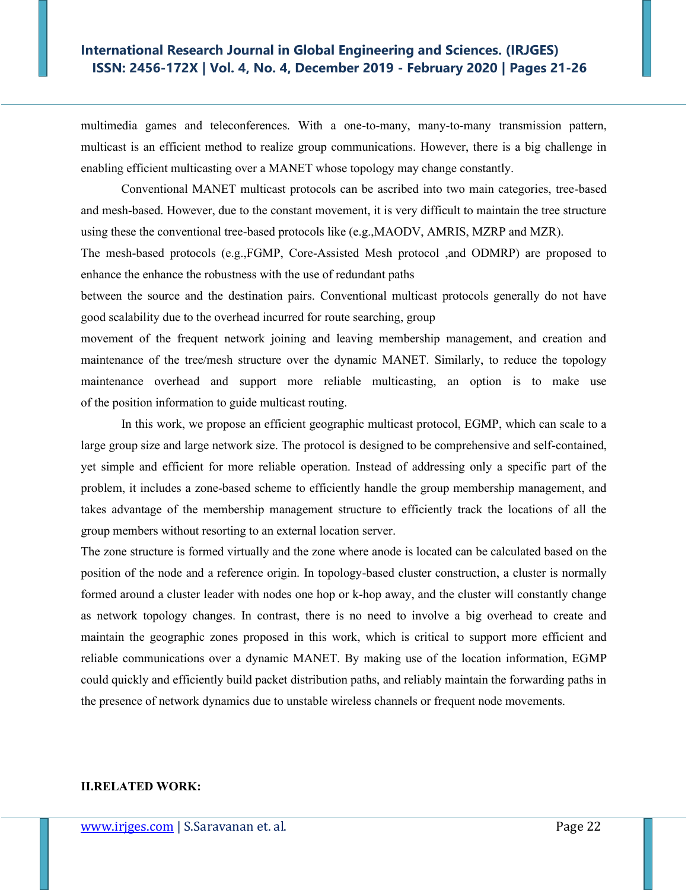multimedia games and teleconferences. With a one-to-many, many-to-many transmission pattern, multicast is an efficient method to realize group communications. However, there is a big challenge in enabling efficient multicasting over a MANET whose topology may change constantly.

Conventional MANET multicast protocols can be ascribed into two main categories, tree-based and mesh-based. However, due to the constant movement, it is very difficult to maintain the tree structure using these the conventional tree-based protocols like (e.g.,MAODV, AMRIS, MZRP and MZR).

The mesh-based protocols (e.g.,FGMP, Core-Assisted Mesh protocol ,and ODMRP) are proposed to enhance the enhance the robustness with the use of redundant paths

between the source and the destination pairs. Conventional multicast protocols generally do not have good scalability due to the overhead incurred for route searching, group

movement of the frequent network joining and leaving membership management, and creation and maintenance of the tree/mesh structure over the dynamic MANET. Similarly, to reduce the topology maintenance overhead and support more reliable multicasting, an option is to make use of the position information to guide multicast routing.

In this work, we propose an efficient geographic multicast protocol, EGMP, which can scale to a large group size and large network size. The protocol is designed to be comprehensive and self-contained, yet simple and efficient for more reliable operation. Instead of addressing only a specific part of the problem, it includes a zone-based scheme to efficiently handle the group membership management, and takes advantage of the membership management structure to efficiently track the locations of all the group members without resorting to an external location server.

The zone structure is formed virtually and the zone where anode is located can be calculated based on the position of the node and a reference origin. In topology-based cluster construction, a cluster is normally formed around a cluster leader with nodes one hop or k-hop away, and the cluster will constantly change as network topology changes. In contrast, there is no need to involve a big overhead to create and maintain the geographic zones proposed in this work, which is critical to support more efficient and reliable communications over a dynamic MANET. By making use of the location information, EGMP could quickly and efficiently build packet distribution paths, and reliably maintain the forwarding paths in the presence of network dynamics due to unstable wireless channels or frequent node movements.

## II.RELATED WORK: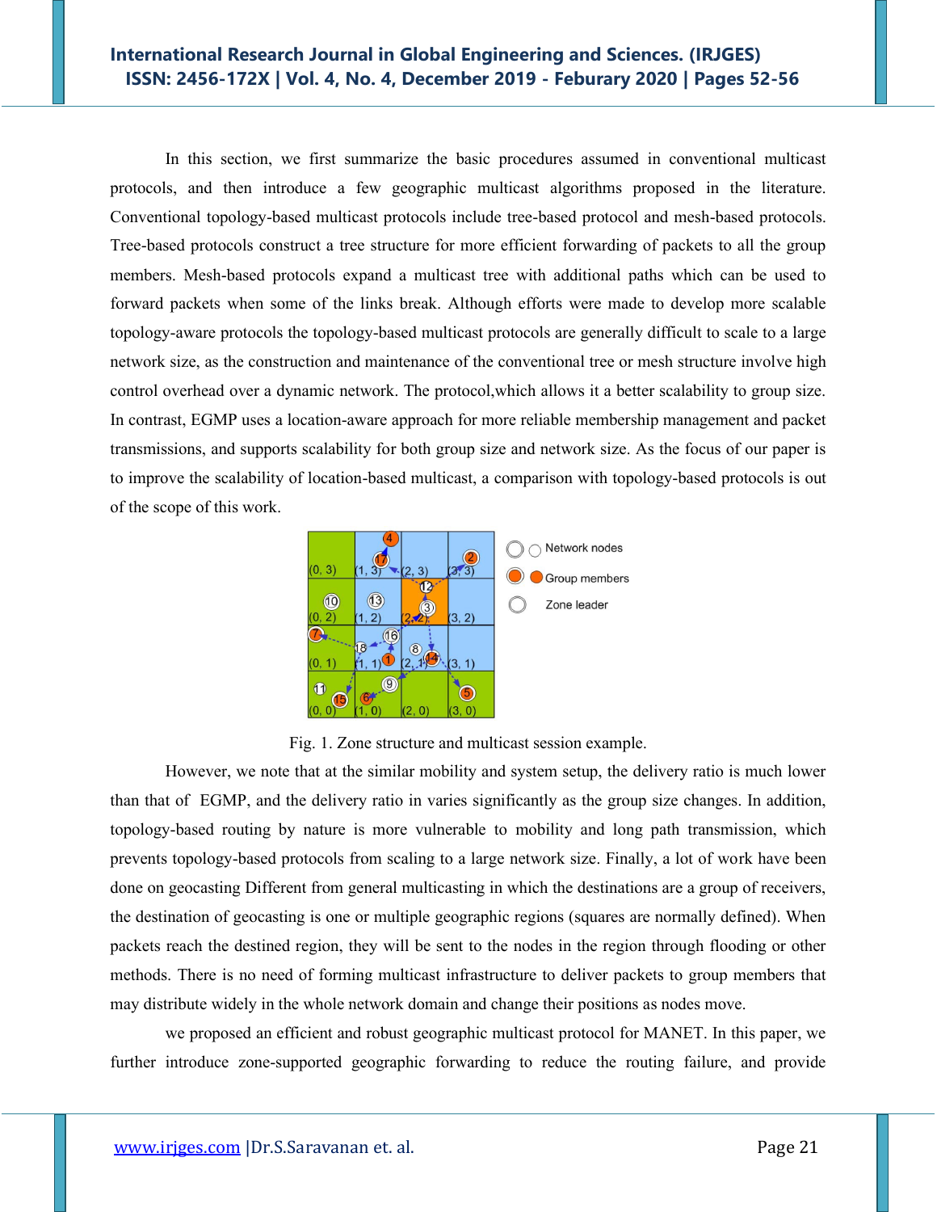In this section, we first summarize the basic procedures assumed in conventional multicast protocols, and then introduce a few geographic multicast algorithms proposed in the literature. Conventional topology-based multicast protocols include tree-based protocol and mesh-based protocols. Tree-based protocols construct a tree structure for more efficient forwarding of packets to all the group members. Mesh-based protocols expand a multicast tree with additional paths which can be used to forward packets when some of the links break. Although efforts were made to develop more scalable topology-aware protocols the topology-based multicast protocols are generally difficult to scale to a large network size, as the construction and maintenance of the conventional tree or mesh structure involve high control overhead over a dynamic network. The protocol,which allows it a better scalability to group size. In contrast, EGMP uses a location-aware approach for more reliable membership management and packet transmissions, and supports scalability for both group size and network size. As the focus of our paper is to improve the scalability of location-based multicast, a comparison with topology-based protocols is out of the scope of this work.

Fig. 1. Zone structure and multicast session example.

However, we note that at the similar mobility and system setup, the delivery ratio is much lower than that of EGMP, and the delivery ratio in varies significantly as the group size changes. In addition, topology-based routing by nature is more vulnerable to mobility and long path transmission, which prevents topology-based protocols from scaling to a large network size. Finally, a lot of work have been done on geocasting Different from general multicasting in which the destinations are a group of receivers, the destination of geocasting is one or multiple geographic regions (squares are normally defined). When packets reach the destined region, they will be sent to the nodes in the region through flooding or other methods. There is no need of forming multicast infrastructure to deliver packets to group members that may distribute widely in the whole network domain and change their positions as nodes move.

we proposed an efficient and robust geographic multicast protocol for MANET. In this paper, we further introduce zone-supported geographic forwarding to reduce the routing failure, and provide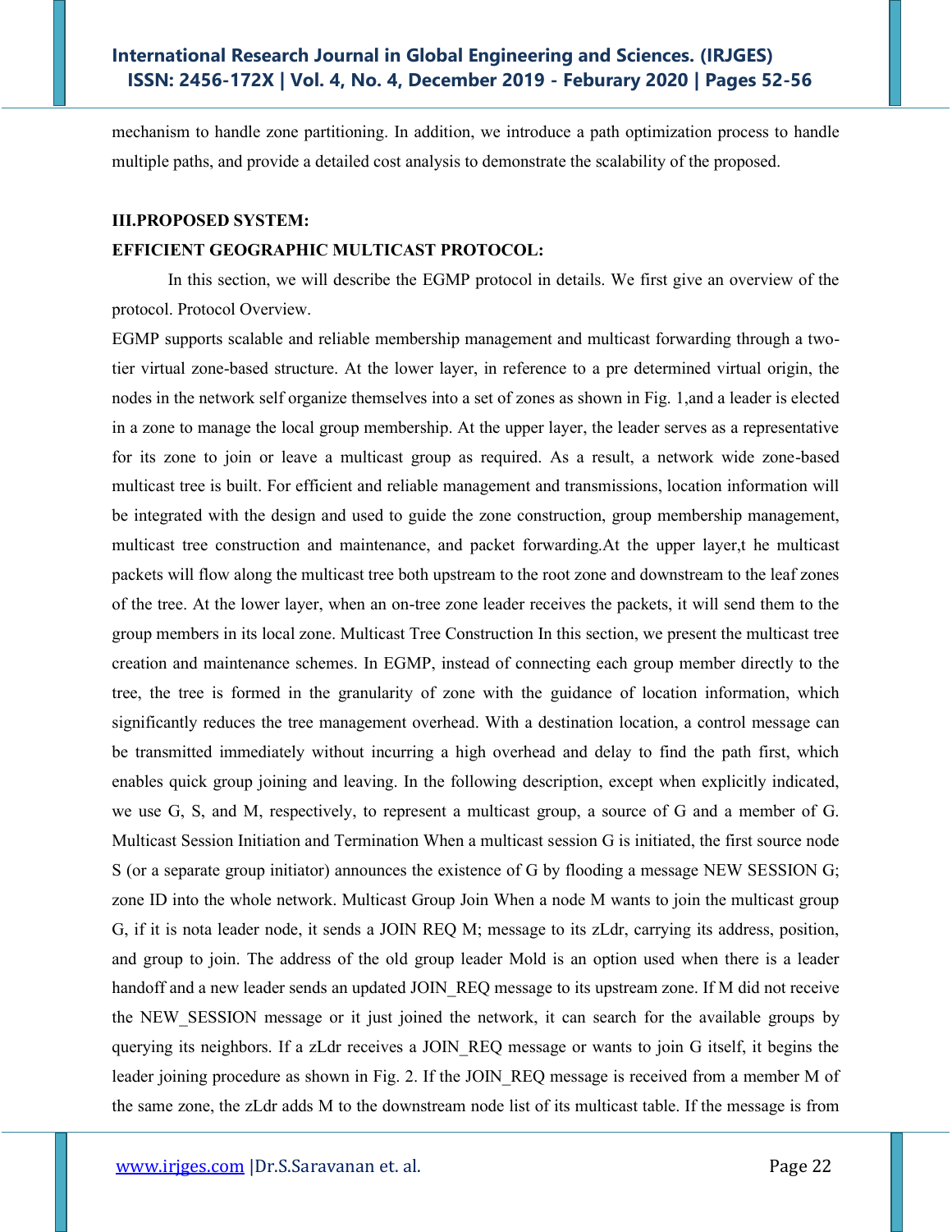mechanism to handle zone partitioning. In addition, we introduce a path optimization process to handle multiple paths, and provide a detailed cost analysis to demonstrate the scalability of the proposed.

## III.PROPOSED SYSTEM:

### EFFICIENT GEOGRAPHIC MULTICAST PROTOCOL:

In this section, we will describe the EGMP protocol in details. We first give an overview of the protocol. Protocol Overview.

EGMP supports scalable and reliable membership management and multicast forwarding through a two-tier virtual zone-based structure. At the lower layer, in reference to a pre determined virtual origin, the nodes in the network self organize themselves into a set of zones as shown in Fig. 1,and a leader is elected in a zone to manage the local group membership. At the upper layer, the leader serves as a representative for its zone to join or leave a multicast group as required. As a result, a network wide zone-based multicast tree is built. For efficient and reliable management and transmissions, location information will be integrated with the design and used to guide the zone construction, group membership management, multicast tree construction and maintenance, and packet forwarding.At the upper layer,t he multicast packets will flow along the multicast tree both upstream to the root zone and downstream to the leaf zones of the tree. At the lower layer, when an on-tree zone leader receives the packets, it will send them to the group members in its local zone. Multicast Tree Construction In this section, we present the multicast tree creation and maintenance schemes. In EGMP, instead of connecting each group member directly to the tree, the tree is formed in the granularity of zone with the guidance of location information, which significantly reduces the tree management overhead. With a destination location, a control message can be transmitted immediately without incurring a high overhead and delay to find the path first, which enables quick group joining and leaving. In the following description, except when explicitly indicated, we use G, S, and M, respectively, to represent a multicast group, a source of G and a member of G. Multicast Session Initiation and Termination When a multicast session G is initiated, the first source node S (or a separate group initiator) announces the existence of G by flooding a message NEW SESSION G; zone ID into the whole network. Multicast Group Join When a node M wants to join the multicast group G, if it is nota leader node, it sends a JOIN REQ M; message to its zLdr, carrying its address, position, and group to join. The address of the old group leader Mold is an option used when there is a leader handoff and a new leader sends an updated JOIN_REQ message to its upstream zone. If M did not receive the NEW_SESSION message or it just joined the network, it can search for the available groups by querying its neighbors. If a zLdr receives a JOIN_REQ message or wants to join G itself, it begins the leader joining procedure as shown in Fig. 2. If the JOIN_REQ message is received from a member M of the same zone, the zLdr adds M to the downstream node list of its multicast table. If the message is from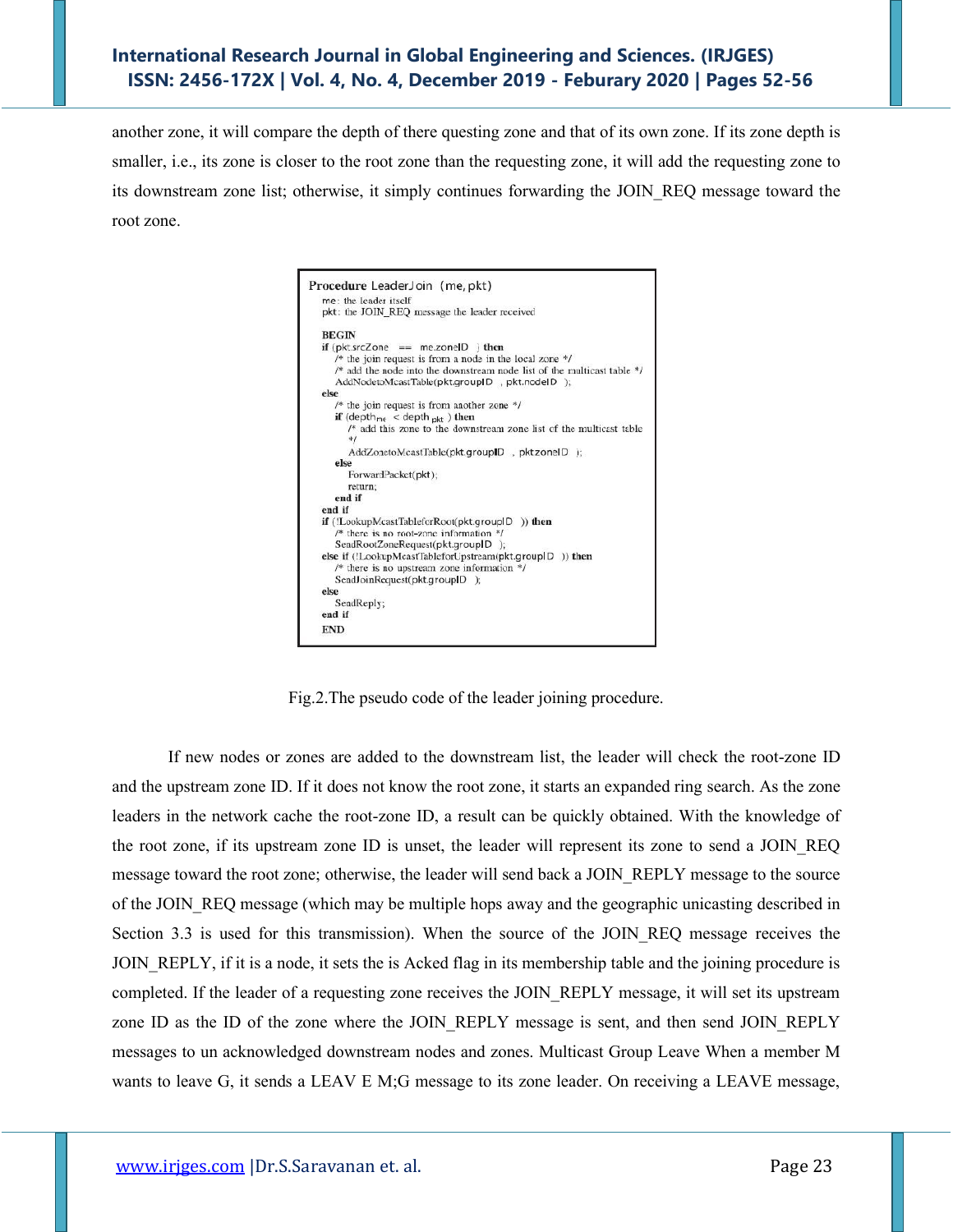another zone, it will compare the depth of there questing zone and that of its own zone. If its zone depth is smaller, i.e., its zone is closer to the root zone than the requesting zone, it will add the requesting zone to its downstream zone list; otherwise, it simply continues forwarding the JOIN_REQ message toward the root zone.

```
Procedure LeaderJoin (me, pkt)
  me: the leader itself
  pkt: the JOIN_REQ message the leader received

  BEGIN
  if (pkt.srcZone == me.zoneID ) then
      /* the join request is from a node in the local zone */
      /* add the node into the downstream node list of the multicast table */
      AddNodetoMcastTable(pkt.groupID , pkt.nodeID );
  else
      /* the join request is from another zone */
      if (depth_me < depth_pkt ) then
          /* add this zone to the downstream zone list of the multicast table
          */
          AddZonetoMcastTable(pkt.groupID , pktzoneID );
      else
          ForwardPacket(pkt);
          return;
      end if
  end if
  if (!LookupMcastTableforRoot(pkt.groupID )) then
      /* there is no root-zone information */
      SendRootZoneRequest(pkt.groupID );
  else if (!LookupMcastTableforUpstream(pkt.groupID )) then
      /* there is no upstream zone information */
      SendJoinRequest(pkt.groupID );
  else
      SendReply;
  end if
  END
```

Fig.2.The pseudo code of the leader joining procedure.

If new nodes or zones are added to the downstream list, the leader will check the root-zone ID and the upstream zone ID. If it does not know the root zone, it starts an expanded ring search. As the zone leaders in the network cache the root-zone ID, a result can be quickly obtained. With the knowledge of the root zone, if its upstream zone ID is unset, the leader will represent its zone to send a JOIN_REQ message toward the root zone; otherwise, the leader will send back a JOIN_REPLY message to the source of the JOIN_REQ message (which may be multiple hops away and the geographic unicasting described in Section 3.3 is used for this transmission). When the source of the JOIN_REQ message receives the JOIN_REPLY, if it is a node, it sets the is Acked flag in its membership table and the joining procedure is completed. If the leader of a requesting zone receives the JOIN_REPLY message, it will set its upstream zone ID as the ID of the zone where the JOIN_REPLY message is sent, and then send JOIN_REPLY messages to un acknowledged downstream nodes and zones. Multicast Group Leave When a member M wants to leave G, it sends a LEAV E M;G message to its zone leader. On receiving a LEAVE message,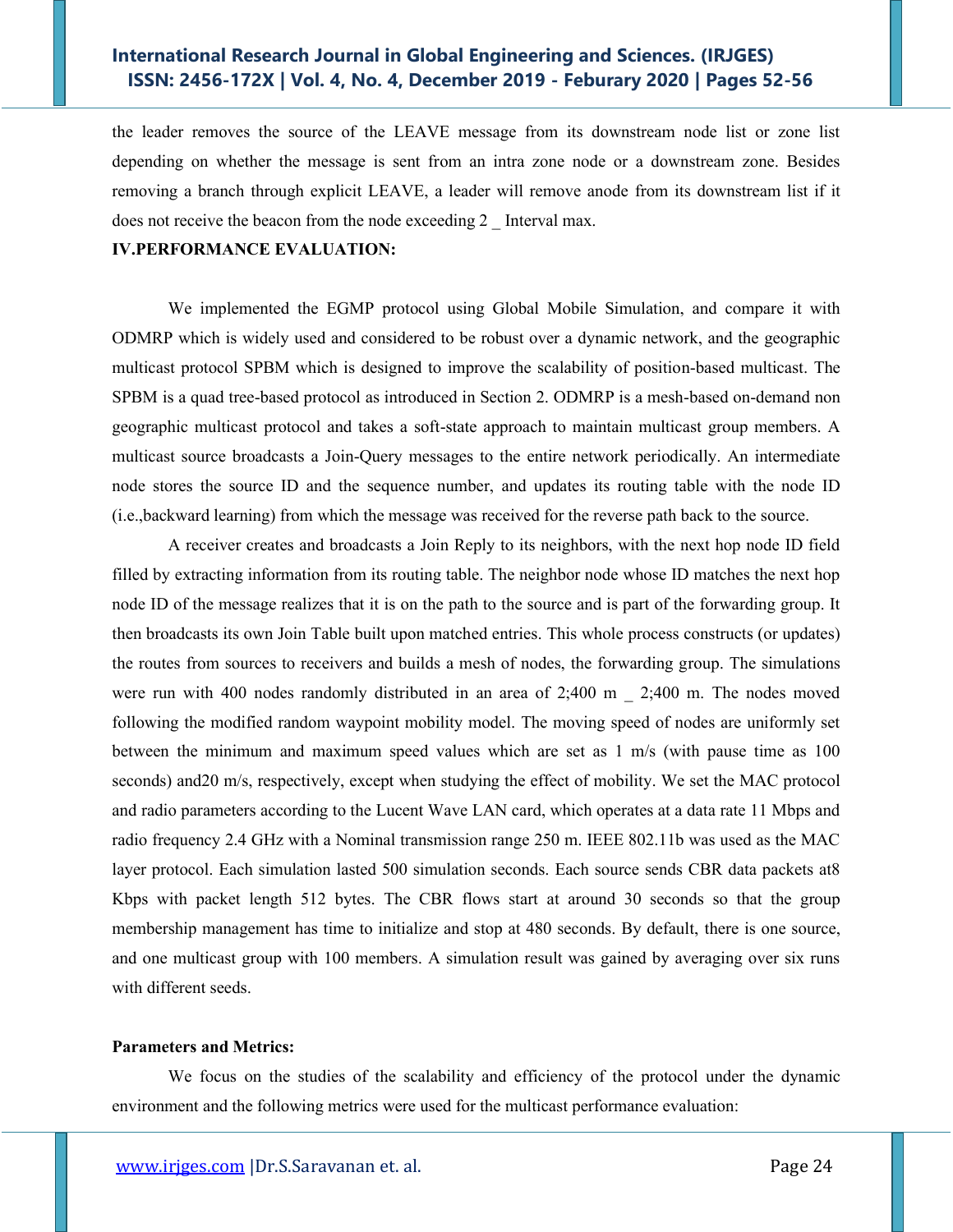the leader removes the source of the LEAVE message from its downstream node list or zone list depending on whether the message is sent from an intra zone node or a downstream zone. Besides removing a branch through explicit LEAVE, a leader will remove anode from its downstream list if it does not receive the beacon from the node exceeding 2 _ Interval max.

## IV.PERFORMANCE EVALUATION:

We implemented the EGMP protocol using Global Mobile Simulation, and compare it with ODMRP which is widely used and considered to be robust over a dynamic network, and the geographic multicast protocol SPBM which is designed to improve the scalability of position-based multicast. The SPBM is a quad tree-based protocol as introduced in Section 2. ODMRP is a mesh-based on-demand non geographic multicast protocol and takes a soft-state approach to maintain multicast group members. A multicast source broadcasts a Join-Query messages to the entire network periodically. An intermediate node stores the source ID and the sequence number, and updates its routing table with the node ID (i.e.,backward learning) from which the message was received for the reverse path back to the source.

A receiver creates and broadcasts a Join Reply to its neighbors, with the next hop node ID field filled by extracting information from its routing table. The neighbor node whose ID matches the next hop node ID of the message realizes that it is on the path to the source and is part of the forwarding group. It then broadcasts its own Join Table built upon matched entries. This whole process constructs (or updates) the routes from sources to receivers and builds a mesh of nodes, the forwarding group. The simulations were run with 400 nodes randomly distributed in an area of 2;400 m _ 2;400 m. The nodes moved following the modified random waypoint mobility model. The moving speed of nodes are uniformly set between the minimum and maximum speed values which are set as 1 m/s (with pause time as 100 seconds) and20 m/s, respectively, except when studying the effect of mobility. We set the MAC protocol and radio parameters according to the Lucent Wave LAN card, which operates at a data rate 11 Mbps and radio frequency 2.4 GHz with a Nominal transmission range 250 m. IEEE 802.11b was used as the MAC layer protocol. Each simulation lasted 500 simulation seconds. Each source sends CBR data packets at8 Kbps with packet length 512 bytes. The CBR flows start at around 30 seconds so that the group membership management has time to initialize and stop at 480 seconds. By default, there is one source, and one multicast group with 100 members. A simulation result was gained by averaging over six runs with different seeds.

### Parameters and Metrics:

We focus on the studies of the scalability and efficiency of the protocol under the dynamic environment and the following metrics were used for the multicast performance evaluation: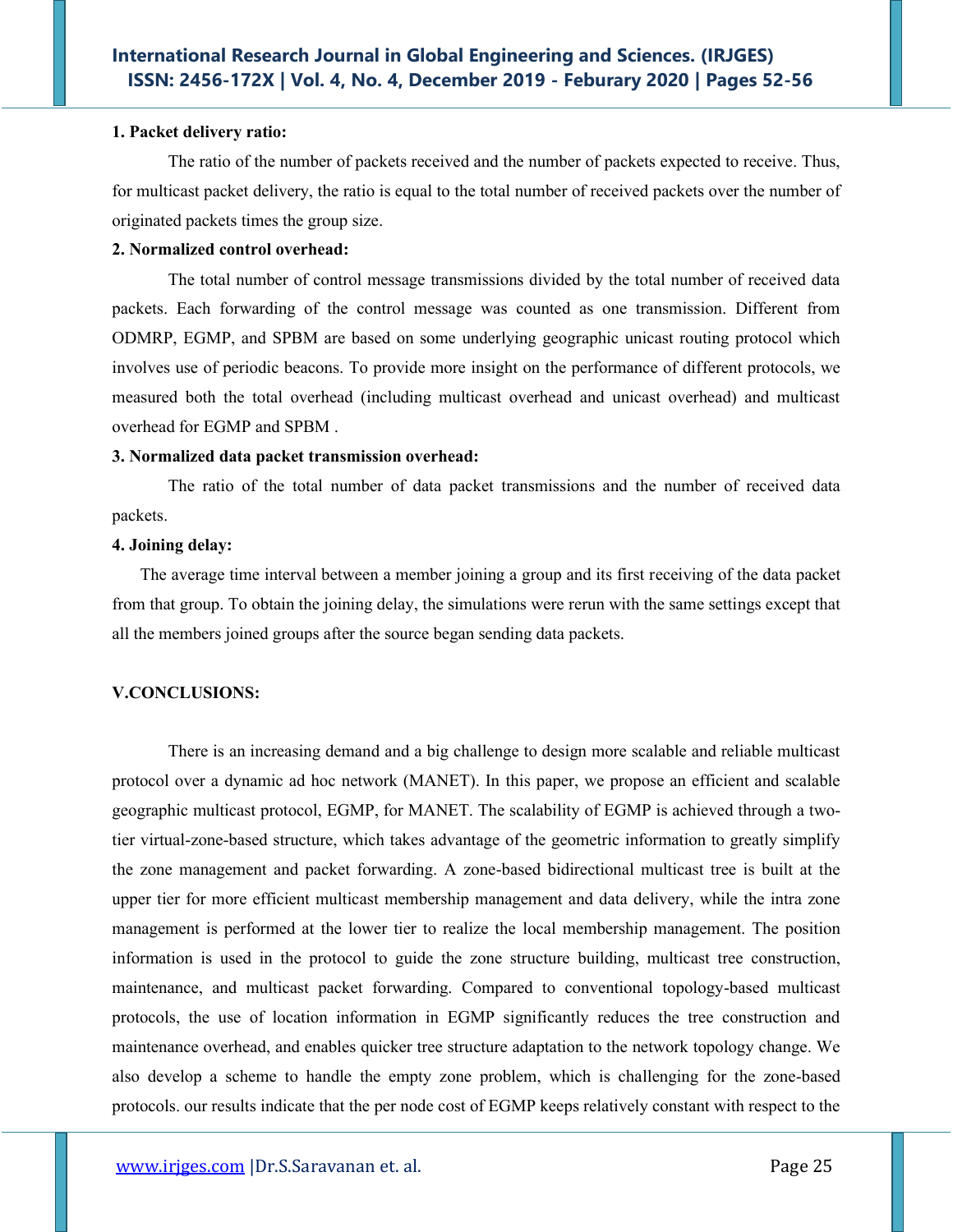**1. Packet delivery ratio:**

The ratio of the number of packets received and the number of packets expected to receive. Thus, for multicast packet delivery, the ratio is equal to the total number of received packets over the number of originated packets times the group size.

**2. Normalized control overhead:**

The total number of control message transmissions divided by the total number of received data packets. Each forwarding of the control message was counted as one transmission. Different from ODMRP, EGMP, and SPBM are based on some underlying geographic unicast routing protocol which involves use of periodic beacons. To provide more insight on the performance of different protocols, we measured both the total overhead (including multicast overhead and unicast overhead) and multicast overhead for EGMP and SPBM .

**3. Normalized data packet transmission overhead:**

The ratio of the total number of data packet transmissions and the number of received data packets.

**4. Joining delay:**

The average time interval between a member joining a group and its first receiving of the data packet from that group. To obtain the joining delay, the simulations were rerun with the same settings except that all the members joined groups after the source began sending data packets.

## V.CONCLUSIONS:

There is an increasing demand and a big challenge to design more scalable and reliable multicast protocol over a dynamic ad hoc network (MANET). In this paper, we propose an efficient and scalable geographic multicast protocol, EGMP, for MANET. The scalability of EGMP is achieved through a two-tier virtual-zone-based structure, which takes advantage of the geometric information to greatly simplify the zone management and packet forwarding. A zone-based bidirectional multicast tree is built at the upper tier for more efficient multicast membership management and data delivery, while the intra zone management is performed at the lower tier to realize the local membership management. The position information is used in the protocol to guide the zone structure building, multicast tree construction, maintenance, and multicast packet forwarding. Compared to conventional topology-based multicast protocols, the use of location information in EGMP significantly reduces the tree construction and maintenance overhead, and enables quicker tree structure adaptation to the network topology change. We also develop a scheme to handle the empty zone problem, which is challenging for the zone-based protocols. our results indicate that the per node cost of EGMP keeps relatively constant with respect to the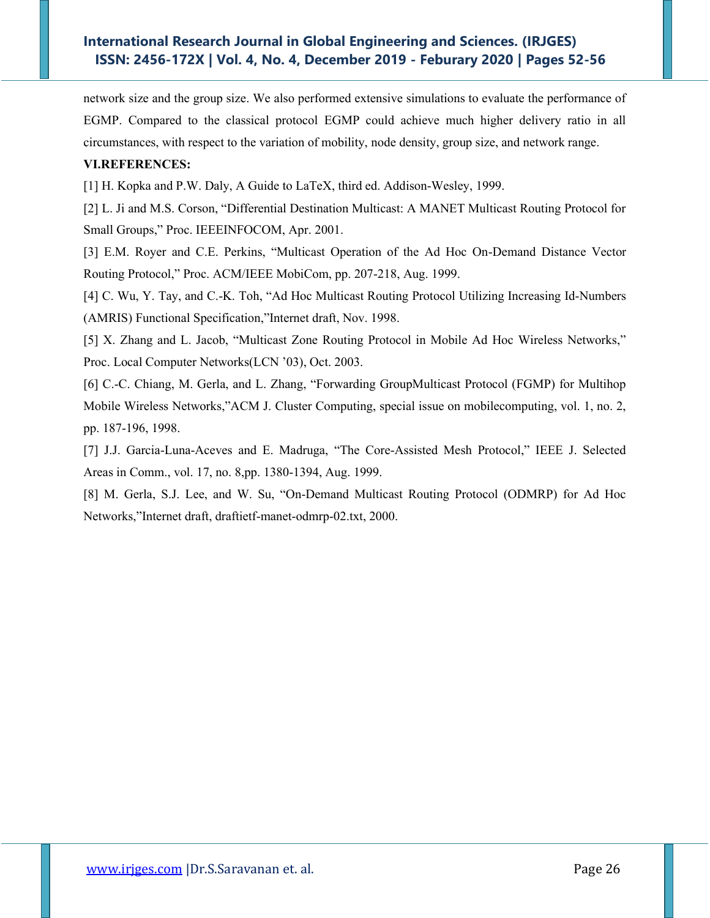network size and the group size. We also performed extensive simulations to evaluate the performance of EGMP. Compared to the classical protocol EGMP could achieve much higher delivery ratio in all circumstances, with respect to the variation of mobility, node density, group size, and network range.

## VI.REFERENCES:

[1] H. Kopka and P.W. Daly, A Guide to LaTeX, third ed. Addison-Wesley, 1999.

[2] L. Ji and M.S. Corson, "Differential Destination Multicast: A MANET Multicast Routing Protocol for Small Groups," Proc. IEEEINFOCOM, Apr. 2001.

[3] E.M. Royer and C.E. Perkins, "Multicast Operation of the Ad Hoc On-Demand Distance Vector Routing Protocol," Proc. ACM/IEEE MobiCom, pp. 207-218, Aug. 1999.

[4] C. Wu, Y. Tay, and C.-K. Toh, "Ad Hoc Multicast Routing Protocol Utilizing Increasing Id-Numbers (AMRIS) Functional Specification,"Internet draft, Nov. 1998.

[5] X. Zhang and L. Jacob, "Multicast Zone Routing Protocol in Mobile Ad Hoc Wireless Networks," Proc. Local Computer Networks(LCN '03), Oct. 2003.

[6] C.-C. Chiang, M. Gerla, and L. Zhang, "Forwarding GroupMulticast Protocol (FGMP) for Multihop Mobile Wireless Networks,"ACM J. Cluster Computing, special issue on mobilecomputing, vol. 1, no. 2, pp. 187-196, 1998.

[7] J.J. Garcia-Luna-Aceves and E. Madruga, "The Core-Assisted Mesh Protocol," IEEE J. Selected Areas in Comm., vol. 17, no. 8,pp. 1380-1394, Aug. 1999.

[8] M. Gerla, S.J. Lee, and W. Su, "On-Demand Multicast Routing Protocol (ODMRP) for Ad Hoc Networks,"Internet draft, draftietf-manet-odmrp-02.txt, 2000.